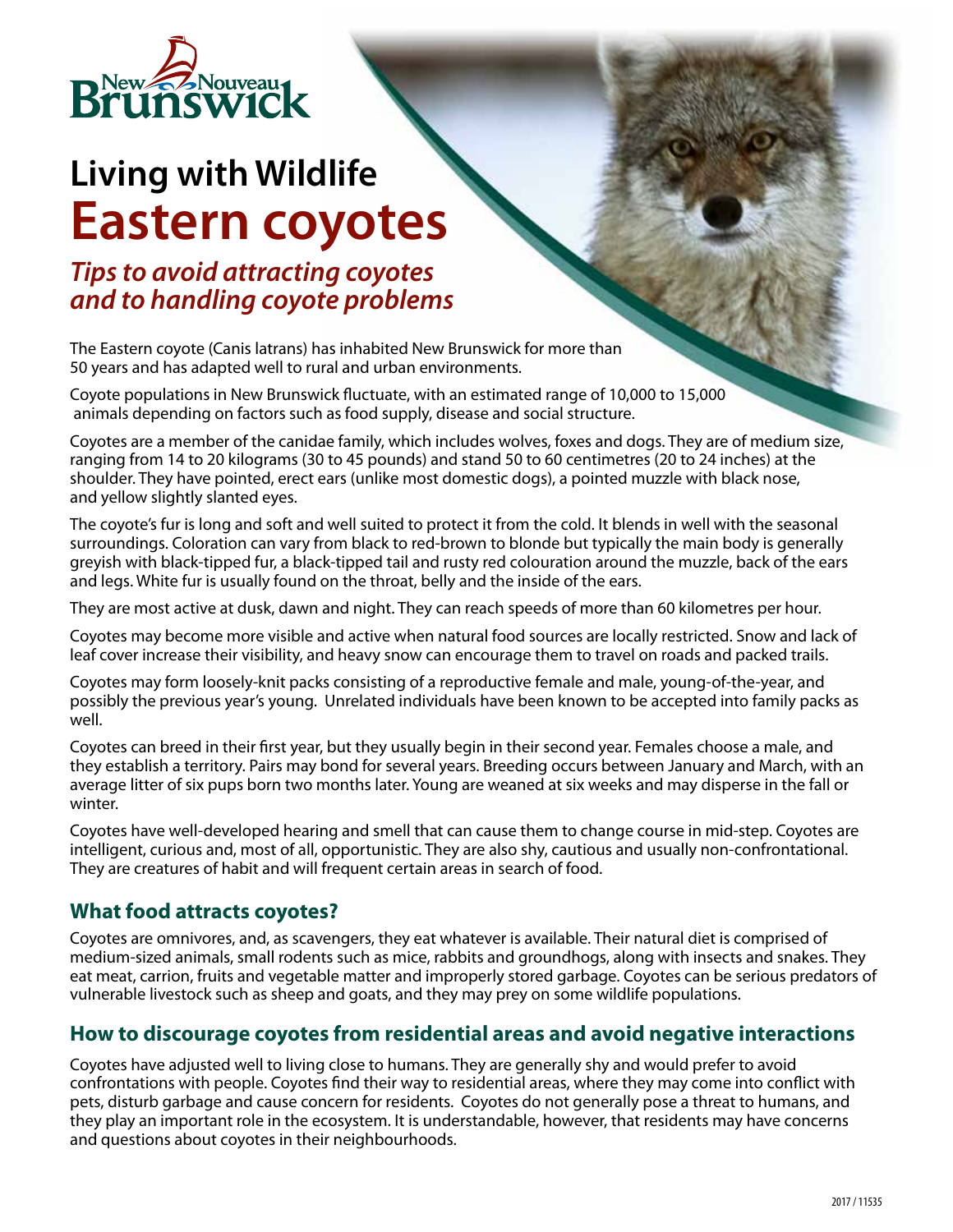# Living with Wildlife

# Eastern coyotes

## *Tips to avoid attracting coyotes and to handling coyote problems*

The Eastern coyote (Canis latrans) has inhabited New Brunswick for more than 50 years and has adapted well to rural and urban environments.

Coyote populations in New Brunswick fluctuate, with an estimated range of 10,000 to 15,000 animals depending on factors such as food supply, disease and social structure.

Coyotes are a member of the canidae family, which includes wolves, foxes and dogs. They are of medium size, ranging from 14 to 20 kilograms (30 to 45 pounds) and stand 50 to 60 centimetres (20 to 24 inches) at the shoulder. They have pointed, erect ears (unlike most domestic dogs), a pointed muzzle with black nose, and yellow slightly slanted eyes.

The coyote's fur is long and soft and well suited to protect it from the cold. It blends in well with the seasonal surroundings. Coloration can vary from black to red-brown to blonde but typically the main body is generally greyish with black-tipped fur, a black-tipped tail and rusty red colouration around the muzzle, back of the ears and legs. White fur is usually found on the throat, belly and the inside of the ears.

They are most active at dusk, dawn and night. They can reach speeds of more than 60 kilometres per hour.

Coyotes may become more visible and active when natural food sources are locally restricted. Snow and lack of leaf cover increase their visibility, and heavy snow can encourage them to travel on roads and packed trails.

Coyotes may form loosely-knit packs consisting of a reproductive female and male, young-of-the-year, and possibly the previous year's young. Unrelated individuals have been known to be accepted into family packs as well.

Coyotes can breed in their first year, but they usually begin in their second year. Females choose a male, and they establish a territory. Pairs may bond for several years. Breeding occurs between January and March, with an average litter of six pups born two months later. Young are weaned at six weeks and may disperse in the fall or winter.

Coyotes have well-developed hearing and smell that can cause them to change course in mid-step. Coyotes are intelligent, curious and, most of all, opportunistic. They are also shy, cautious and usually non-confrontational. They are creatures of habit and will frequent certain areas in search of food.

## What food attracts coyotes?

Coyotes are omnivores, and, as scavengers, they eat whatever is available. Their natural diet is comprised of medium-sized animals, small rodents such as mice, rabbits and groundhogs, along with insects and snakes. They eat meat, carrion, fruits and vegetable matter and improperly stored garbage. Coyotes can be serious predators of vulnerable livestock such as sheep and goats, and they may prey on some wildlife populations.

## How to discourage coyotes from residential areas and avoid negative interactions

Coyotes have adjusted well to living close to humans. They are generally shy and would prefer to avoid confrontations with people. Coyotes find their way to residential areas, where they may come into conflict with pets, disturb garbage and cause concern for residents. Coyotes do not generally pose a threat to humans, and they play an important role in the ecosystem. It is understandable, however, that residents may have concerns and questions about coyotes in their neighbourhoods.

2017 / 11535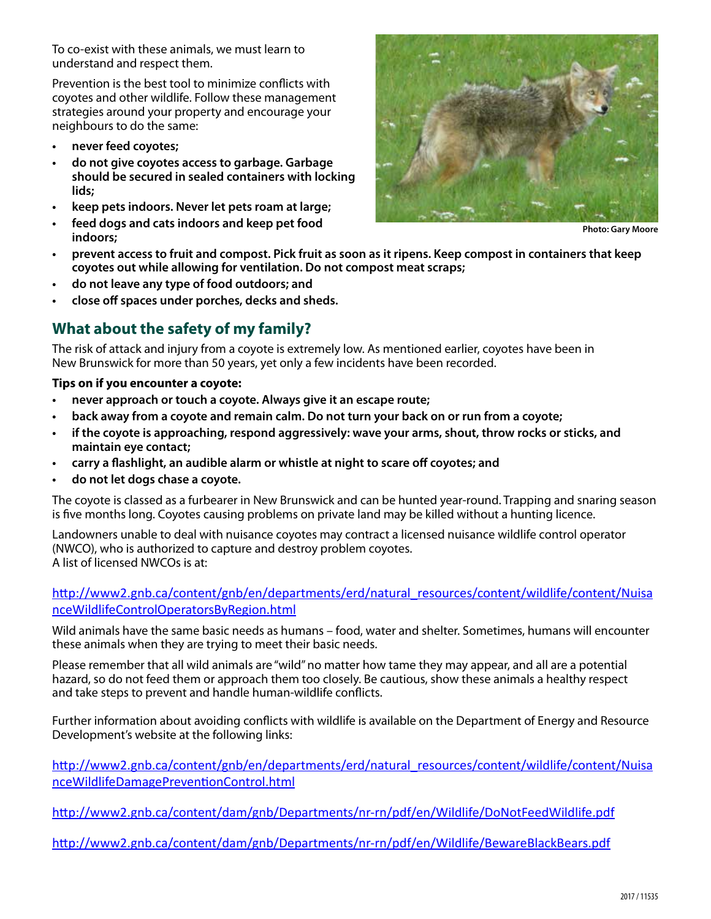To co-exist with these animals, we must learn to understand and respect them.

Prevention is the best tool to minimize conflicts with coyotes and other wildlife. Follow these management strategies around your property and encourage your neighbours to do the same:

- **never feed coyotes;**
- **do not give coyotes access to garbage. Garbage should be secured in sealed containers with locking lids;**
- **keep pets indoors. Never let pets roam at large;**
- **feed dogs and cats indoors and keep pet food indoors;**
- **prevent access to fruit and compost. Pick fruit as soon as it ripens. Keep compost in containers that keep coyotes out while allowing for ventilation. Do not compost meat scraps;**
- **do not leave any type of food outdoors; and**
- **close off spaces under porches, decks and sheds.**

Photo: Gary Moore

## What about the safety of my family?

The risk of attack and injury from a coyote is extremely low. As mentioned earlier, coyotes have been in New Brunswick for more than 50 years, yet only a few incidents have been recorded.

**Tips on if you encounter a coyote:**

- **never approach or touch a coyote. Always give it an escape route;**
- **back away from a coyote and remain calm. Do not turn your back on or run from a coyote;**
- **if the coyote is approaching, respond aggressively: wave your arms, shout, throw rocks or sticks, and maintain eye contact;**
- **carry a flashlight, an audible alarm or whistle at night to scare off coyotes; and**
- **do not let dogs chase a coyote.**

The coyote is classed as a furbearer in New Brunswick and can be hunted year-round. Trapping and snaring season is five months long. Coyotes causing problems on private land may be killed without a hunting licence.

Landowners unable to deal with nuisance coyotes may contract a licensed nuisance wildlife control operator (NWCO), who is authorized to capture and destroy problem coyotes.
A list of licensed NWCOs is at:

http://www2.gnb.ca/content/gnb/en/departments/erd/natural_resources/content/wildlife/content/NuisanceWildlifeControlOperatorsByRegion.html

Wild animals have the same basic needs as humans – food, water and shelter. Sometimes, humans will encounter these animals when they are trying to meet their basic needs.

Please remember that all wild animals are "wild" no matter how tame they may appear, and all are a potential hazard, so do not feed them or approach them too closely. Be cautious, show these animals a healthy respect and take steps to prevent and handle human-wildlife conflicts.

Further information about avoiding conflicts with wildlife is available on the Department of Energy and Resource Development's website at the following links:

http://www2.gnb.ca/content/gnb/en/departments/erd/natural_resources/content/wildlife/content/NuisanceWildlifeDamagePreventionControl.html

http://www2.gnb.ca/content/dam/gnb/Departments/nr-rn/pdf/en/Wildlife/DoNotFeedWildlife.pdf

http://www2.gnb.ca/content/dam/gnb/Departments/nr-rn/pdf/en/Wildlife/BewareBlackBears.pdf

2017 / 11535